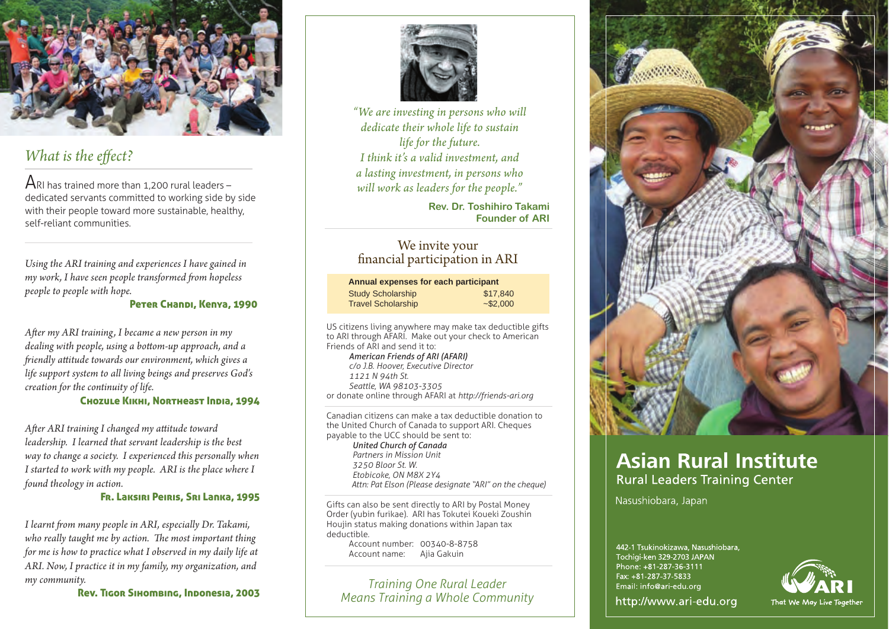## What is the effect?

ARI has trained more than 1,200 rural leaders – dedicated servants committed to working side by side with their people toward more sustainable, healthy, self-reliant communities.

*Using the ARI training and experiences I have gained in my work, I have seen people transformed from hopeless people to people with hope.*

**Peter Chandi, Kenya, 1990**

*After my ARI training, I became a new person in my dealing with people, using a bottom-up approach, and a friendly attitude towards our environment, which gives a life support system to all living beings and preserves God's creation for the continuity of life.*

**Chozule Kikhi, Northeast India, 1994**

*After ARI training I changed my attitude toward leadership. I learned that servant leadership is the best way to change a society. I experienced this personally when I started to work with my people. ARI is the place where I found theology in action.*

**Fr. Laksiri Peiris, Sri Lanka, 1995**

*I learnt from many people in ARI, especially Dr. Takami, who really taught me by action. The most important thing for me is how to practice what I observed in my daily life at ARI. Now, I practice it in my family, my organization, and my community.*

**Rev. Tigor Sihombing, Indonesia, 2003**

*"We are investing in persons who will dedicate their whole life to sustain life for the future. I think it's a valid investment, and a lasting investment, in persons who will work as leaders for the people."*

**Rev. Dr. Toshihiro Takami**
**Founder of ARI**

## We invite your financial participation in ARI

| Annual expenses for each participant | |
|---|---|
| Study Scholarship | $17,840 |
| Travel Scholarship | ~$2,000 |

US citizens living anywhere may make tax deductible gifts to ARI through AFARI. Make out your check to American Friends of ARI and send it to:

*American Friends of ARI (AFARI)*
*c/o J.B. Hoover, Executive Director*
*1121 N 94th St.*
*Seattle, WA 98103-3305*

or donate online through AFARI at *http://friends-ari.org*

Canadian citizens can make a tax deductible donation to the United Church of Canada to support ARI. Cheques payable to the UCC should be sent to:

*United Church of Canada*
*Partners in Mission Unit*
*3250 Bloor St. W.*
*Etobicoke, ON M8X 2Y4*
*Attn: Pat Elson (Please designate "ARI" on the cheque)*

Gifts can also be sent directly to ARI by Postal Money Order (yubin furikae). ARI has Tokutei Koueki Zoushin Houjin status making donations within Japan tax deductible.

Account number: 00340-8-8758
Account name: Ajia Gakuin

*Training One Rural Leader Means Training a Whole Community*

# Asian Rural Institute

## Rural Leaders Training Center

Nasushiobara, Japan

442-1 Tsukinokizawa, Nasushiobara,
Tochigi-ken 329-2703 JAPAN
Phone: +81-287-36-3111
Fax: +81-287-37-5833
Email: info@ari-edu.org

http://www.ari-edu.org

ARI — That We May Live Together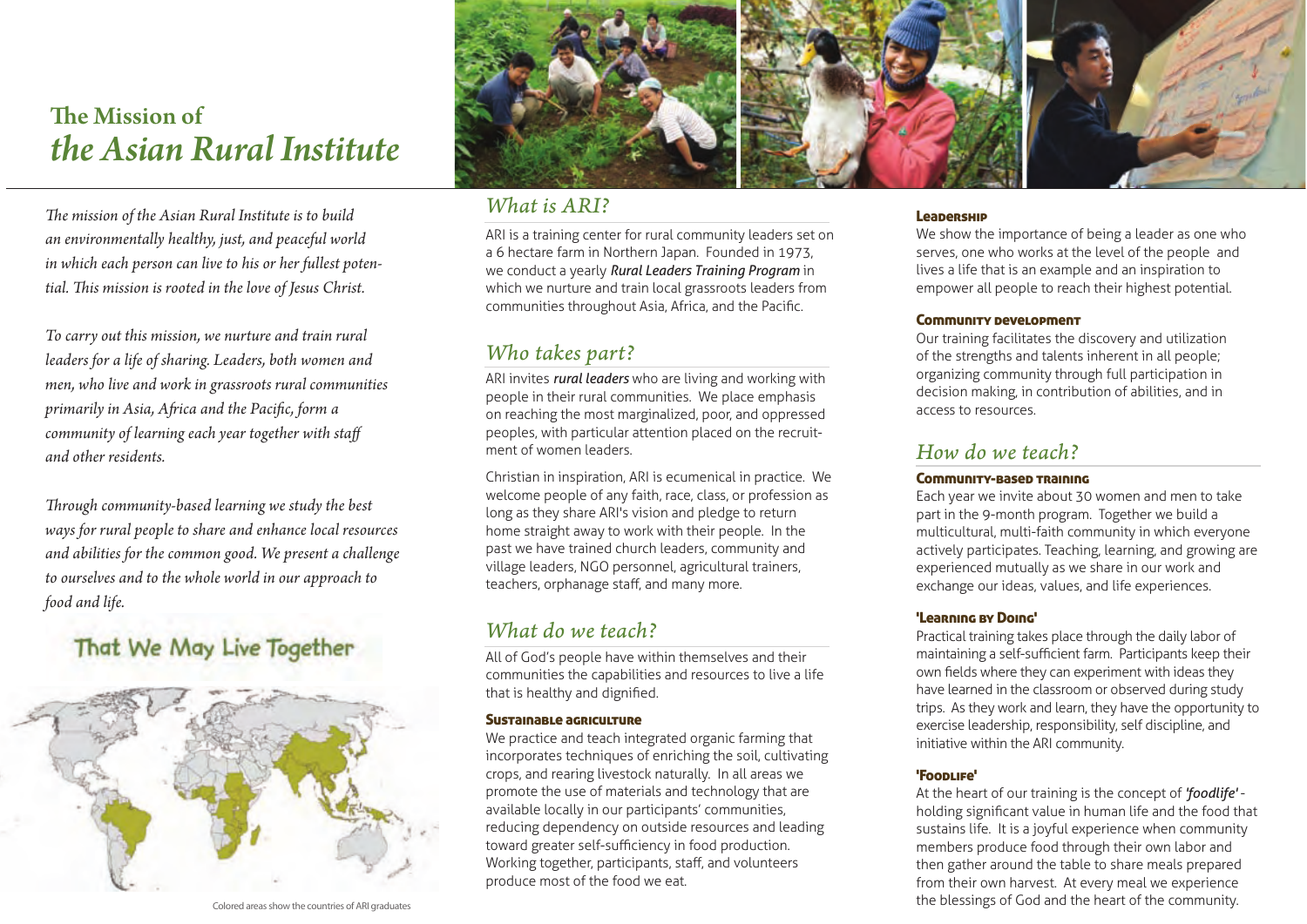# The Mission of *the Asian Rural Institute*

*The mission of the Asian Rural Institute is to build an environmentally healthy, just, and peaceful world in which each person can live to his or her fullest potential. This mission is rooted in the love of Jesus Christ.*

*To carry out this mission, we nurture and train rural leaders for a life of sharing. Leaders, both women and men, who live and work in grassroots rural communities primarily in Asia, Africa and the Pacific, form a community of learning each year together with staff and other residents.*

*Through community-based learning we study the best ways for rural people to share and enhance local resources and abilities for the common good. We present a challenge to ourselves and to the whole world in our approach to food and life.*

That We May Live Together

Colored areas show the countries of ARI graduates

## *What is ARI?*

ARI is a training center for rural community leaders set on a 6 hectare farm in Northern Japan. Founded in 1973, we conduct a yearly ***Rural Leaders Training Program*** in which we nurture and train local grassroots leaders from communities throughout Asia, Africa, and the Pacific.

## *Who takes part?*

ARI invites ***rural leaders*** who are living and working with people in their rural communities. We place emphasis on reaching the most marginalized, poor, and oppressed peoples, with particular attention placed on the recruitment of women leaders.

Christian in inspiration, ARI is ecumenical in practice. We welcome people of any faith, race, class, or profession as long as they share ARI's vision and pledge to return home straight away to work with their people. In the past we have trained church leaders, community and village leaders, NGO personnel, agricultural trainers, teachers, orphanage staff, and many more.

## *What do we teach?*

All of God's people have within themselves and their communities the capabilities and resources to live a life that is healthy and dignified.

### Sustainable agriculture

We practice and teach integrated organic farming that incorporates techniques of enriching the soil, cultivating crops, and rearing livestock naturally. In all areas we promote the use of materials and technology that are available locally in our participants' communities, reducing dependency on outside resources and leading toward greater self-sufficiency in food production. Working together, participants, staff, and volunteers produce most of the food we eat.

### Leadership

We show the importance of being a leader as one who serves, one who works at the level of the people and lives a life that is an example and an inspiration to empower all people to reach their highest potential.

### Community development

Our training facilitates the discovery and utilization of the strengths and talents inherent in all people; organizing community through full participation in decision making, in contribution of abilities, and in access to resources.

## *How do we teach?*

### Community-based training

Each year we invite about 30 women and men to take part in the 9-month program. Together we build a multicultural, multi-faith community in which everyone actively participates. Teaching, learning, and growing are experienced mutually as we share in our work and exchange our ideas, values, and life experiences.

### 'Learning by Doing'

Practical training takes place through the daily labor of maintaining a self-sufficient farm. Participants keep their own fields where they can experiment with ideas they have learned in the classroom or observed during study trips. As they work and learn, they have the opportunity to exercise leadership, responsibility, self discipline, and initiative within the ARI community.

### 'Foodlife'

At the heart of our training is the concept of ***'foodlife'*** - holding significant value in human life and the food that sustains life. It is a joyful experience when community members produce food through their own labor and then gather around the table to share meals prepared from their own harvest. At every meal we experience the blessings of God and the heart of the community.